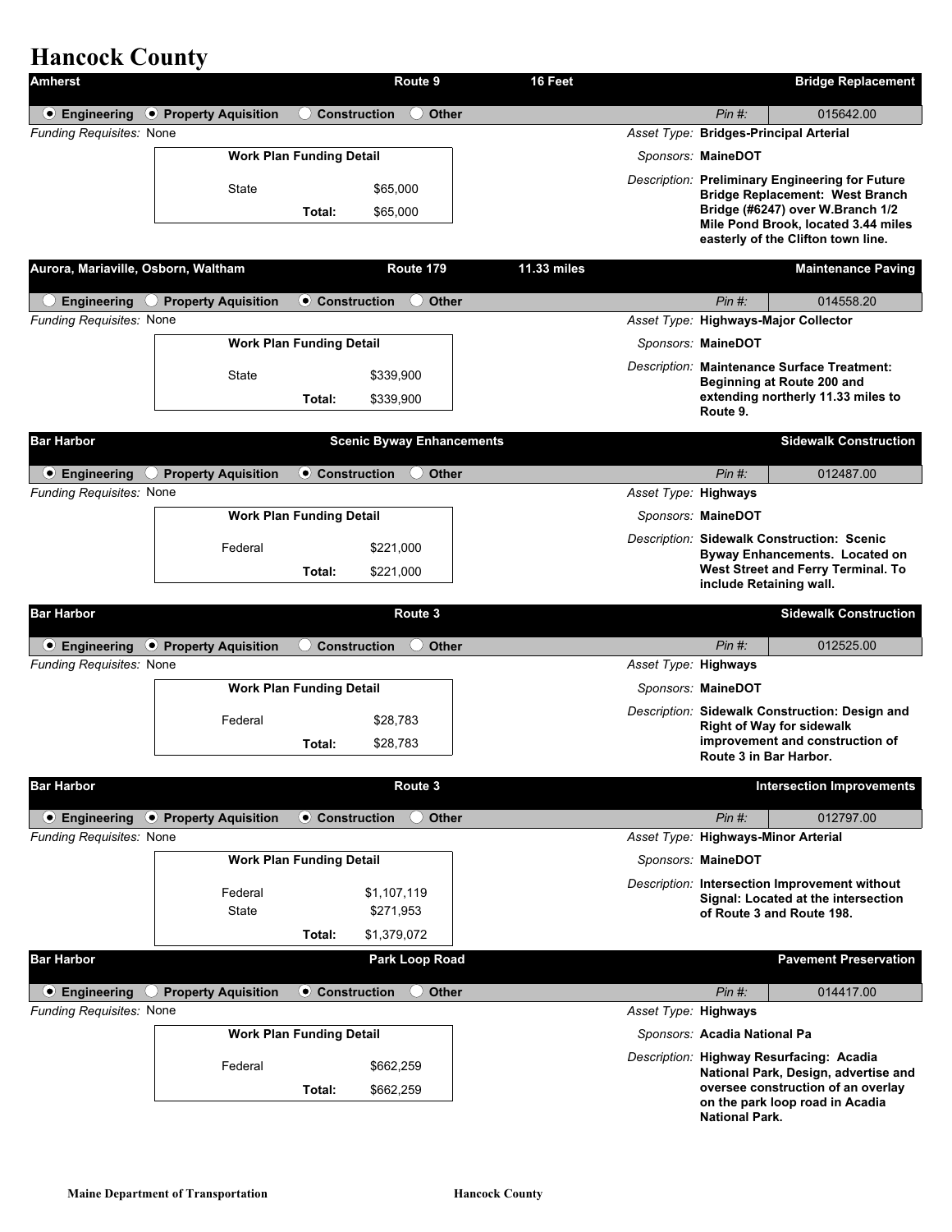# Hancock County

## Amherst — Route 9 — 16 Feet — Bridge Replacement

(•) Engineering (•) Property Aquisition ( ) Construction ( ) Other — *Pin #:* 015642.00

*Funding Requisites:* None

*Asset Type:* **Bridges-Principal Arterial**

*Sponsors:* **MaineDOT**

| Work Plan Funding Detail | |
|---|---|
| State | $65,000 |
| **Total:** | $65,000 |

*Description:* **Preliminary Engineering for Future Bridge Replacement: West Branch Bridge (#6247) over W.Branch 1/2 Mile Pond Brook, located 3.44 miles easterly of the Clifton town line.**

## Aurora, Mariaville, Osborn, Waltham — Route 179 — 11.33 miles — Maintenance Paving

( ) Engineering ( ) Property Aquisition (•) Construction ( ) Other — *Pin #:* 014558.20

*Funding Requisites:* None

*Asset Type:* **Highways-Major Collector**

*Sponsors:* **MaineDOT**

| Work Plan Funding Detail | |
|---|---|
| State | $339,900 |
| **Total:** | $339,900 |

*Description:* **Maintenance Surface Treatment: Beginning at Route 200 and extending northerly 11.33 miles to Route 9.**

## Bar Harbor — Scenic Byway Enhancements — Sidewalk Construction

(•) Engineering ( ) Property Aquisition (•) Construction ( ) Other — *Pin #:* 012487.00

*Funding Requisites:* None

*Asset Type:* **Highways**

*Sponsors:* **MaineDOT**

| Work Plan Funding Detail | |
|---|---|
| Federal | $221,000 |
| **Total:** | $221,000 |

*Description:* **Sidewalk Construction: Scenic Byway Enhancements. Located on West Street and Ferry Terminal. To include Retaining wall.**

## Bar Harbor — Route 3 — Sidewalk Construction

(•) Engineering (•) Property Aquisition ( ) Construction ( ) Other — *Pin #:* 012525.00

*Funding Requisites:* None

*Asset Type:* **Highways**

*Sponsors:* **MaineDOT**

| Work Plan Funding Detail | |
|---|---|
| Federal | $28,783 |
| **Total:** | $28,783 |

*Description:* **Sidewalk Construction: Design and Right of Way for sidewalk improvement and construction of Route 3 in Bar Harbor.**

## Bar Harbor — Route 3 — Intersection Improvements

(•) Engineering (•) Property Aquisition (•) Construction ( ) Other — *Pin #:* 012797.00

*Funding Requisites:* None

*Asset Type:* **Highways-Minor Arterial**

*Sponsors:* **MaineDOT**

| Work Plan Funding Detail | |
|---|---|
| Federal | $1,107,119 |
| State | $271,953 |
| **Total:** | $1,379,072 |

*Description:* **Intersection Improvement without Signal: Located at the intersection of Route 3 and Route 198.**

## Bar Harbor — Park Loop Road — Pavement Preservation

(•) Engineering ( ) Property Aquisition (•) Construction ( ) Other — *Pin #:* 014417.00

*Funding Requisites:* None

*Asset Type:* **Highways**

*Sponsors:* **Acadia National Pa**

| Work Plan Funding Detail | |
|---|---|
| Federal | $662,259 |
| **Total:** | $662,259 |

*Description:* **Highway Resurfacing: Acadia National Park, Design, advertise and oversee construction of an overlay on the park loop road in Acadia National Park.**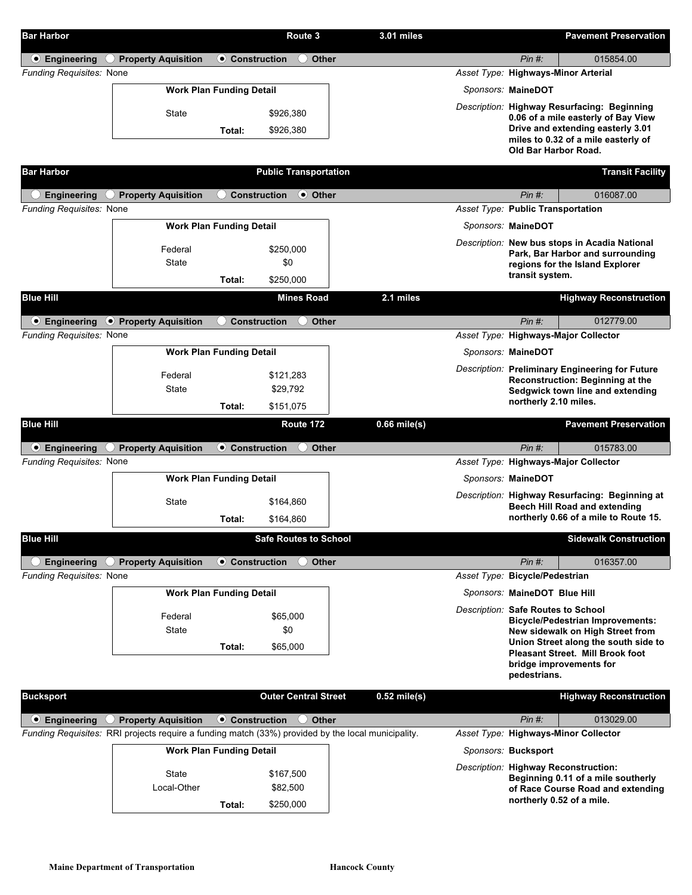## Bar Harbor — Route 3 — 3.01 miles — Pavement Preservation

- (●) Engineering ( ) Property Aquisition (●) Construction ( ) Other
- *Pin #:* 015854.00
- *Funding Requisites:* None
- *Asset Type:* **Highways-Minor Arterial**
- *Sponsors:* **MaineDOT**
- *Description:* **Highway Resurfacing: Beginning 0.06 of a mile easterly of Bay View Drive and extending easterly 3.01 miles to 0.32 of a mile easterly of Old Bar Harbor Road.**

| Work Plan Funding Detail | |
|---|---|
| State | $926,380 |
| **Total:** | $926,380 |

## Bar Harbor — Public Transportation — Transit Facility

- ( ) Engineering ( ) Property Aquisition ( ) Construction (●) Other
- *Pin #:* 016087.00
- *Funding Requisites:* None
- *Asset Type:* **Public Transportation**
- *Sponsors:* **MaineDOT**
- *Description:* **New bus stops in Acadia National Park, Bar Harbor and surrounding regions for the Island Explorer transit system.**

| Work Plan Funding Detail | |
|---|---|
| Federal | $250,000 |
| State | $0 |
| **Total:** | $250,000 |

## Blue Hill — Mines Road — 2.1 miles — Highway Reconstruction

- (●) Engineering (●) Property Aquisition ( ) Construction ( ) Other
- *Pin #:* 012779.00
- *Funding Requisites:* None
- *Asset Type:* **Highways-Major Collector**
- *Sponsors:* **MaineDOT**
- *Description:* **Preliminary Engineering for Future Reconstruction: Beginning at the Sedgwick town line and extending northerly 2.10 miles.**

| Work Plan Funding Detail | |
|---|---|
| Federal | $121,283 |
| State | $29,792 |
| **Total:** | $151,075 |

## Blue Hill — Route 172 — 0.66 mile(s) — Pavement Preservation

- (●) Engineering ( ) Property Aquisition (●) Construction ( ) Other
- *Pin #:* 015783.00
- *Funding Requisites:* None
- *Asset Type:* **Highways-Major Collector**
- *Sponsors:* **MaineDOT**
- *Description:* **Highway Resurfacing: Beginning at Beech Hill Road and extending northerly 0.66 of a mile to Route 15.**

| Work Plan Funding Detail | |
|---|---|
| State | $164,860 |
| **Total:** | $164,860 |

## Blue Hill — Safe Routes to School — Sidewalk Construction

- ( ) Engineering ( ) Property Aquisition (●) Construction ( ) Other
- *Pin #:* 016357.00
- *Funding Requisites:* None
- *Asset Type:* **Bicycle/Pedestrian**
- *Sponsors:* **MaineDOT Blue Hill**
- *Description:* **Safe Routes to School Bicycle/Pedestrian Improvements: New sidewalk on High Street from Union Street along the south side to Pleasant Street. Mill Brook foot bridge improvements for pedestrians.**

| Work Plan Funding Detail | |
|---|---|
| Federal | $65,000 |
| State | $0 |
| **Total:** | $65,000 |

## Bucksport — Outer Central Street — 0.52 mile(s) — Highway Reconstruction

- (●) Engineering ( ) Property Aquisition (●) Construction ( ) Other
- *Pin #:* 013029.00
- *Funding Requisites:* RRI projects require a funding match (33%) provided by the local municipality.
- *Asset Type:* **Highways-Minor Collector**
- *Sponsors:* **Bucksport**
- *Description:* **Highway Reconstruction: Beginning 0.11 of a mile southerly of Race Course Road and extending northerly 0.52 of a mile.**

| Work Plan Funding Detail | |
|---|---|
| State | $167,500 |
| Local-Other | $82,500 |
| **Total:** | $250,000 |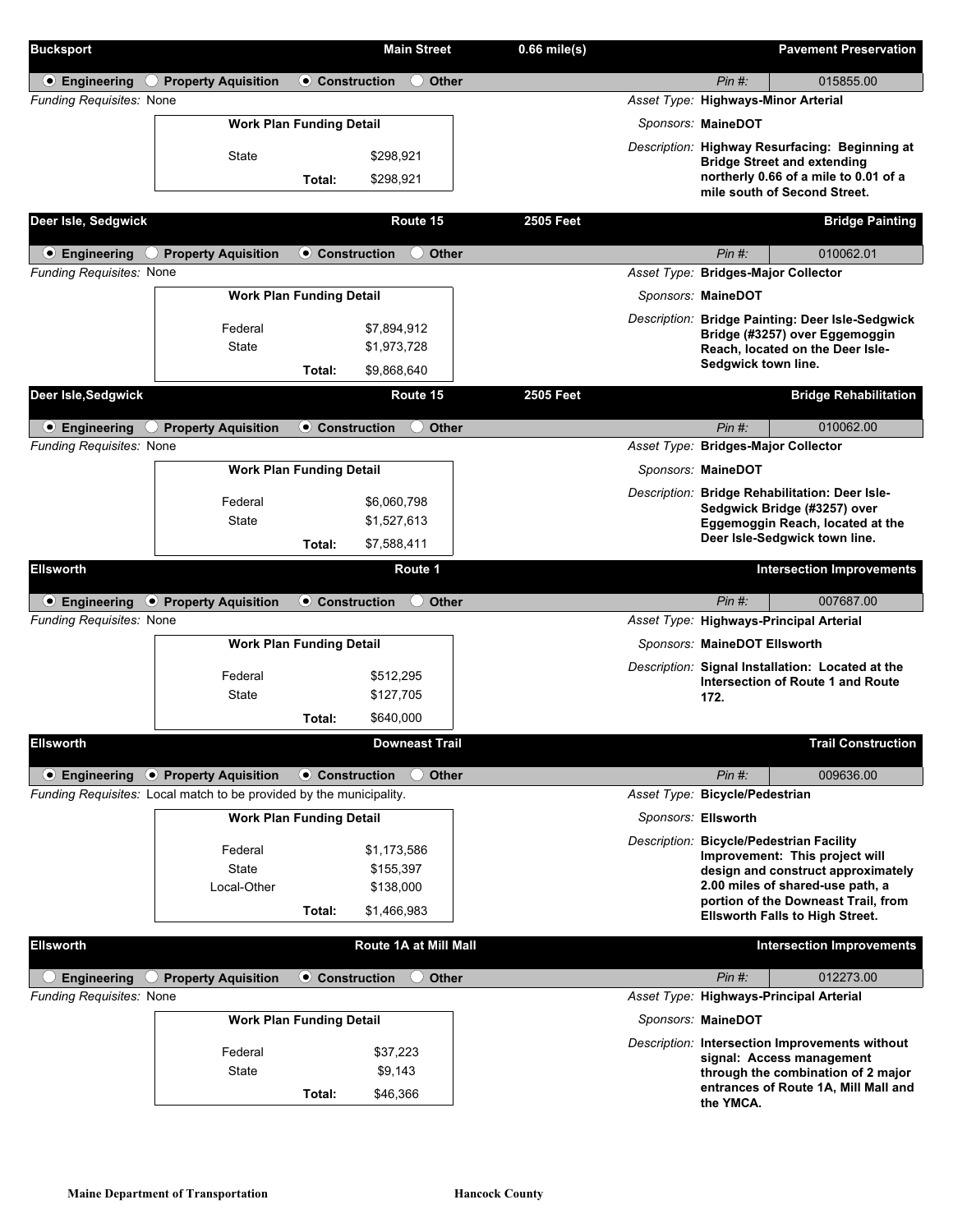## Bucksport — Main Street — 0.66 mile(s) — Pavement Preservation

◉ Engineering ◯ Property Aquisition ◉ Construction ◯ Other

*Pin #:* 015855.00

*Funding Requisites:* None

*Asset Type:* **Highways-Minor Arterial**

*Sponsors:* **MaineDOT**

| Work Plan Funding Detail | |
|---|---|
| State | $298,921 |
| **Total:** | $298,921 |

*Description:* **Highway Resurfacing: Beginning at Bridge Street and extending northerly 0.66 of a mile to 0.01 of a mile south of Second Street.**

## Deer Isle, Sedgwick — Route 15 — 2505 Feet — Bridge Painting

◉ Engineering ◯ Property Aquisition ◉ Construction ◯ Other

*Pin #:* 010062.01

*Funding Requisites:* None

*Asset Type:* **Bridges-Major Collector**

*Sponsors:* **MaineDOT**

| Work Plan Funding Detail | |
|---|---|
| Federal | $7,894,912 |
| State | $1,973,728 |
| **Total:** | $9,868,640 |

*Description:* **Bridge Painting: Deer Isle-Sedgwick Bridge (#3257) over Eggemoggin Reach, located on the Deer Isle-Sedgwick town line.**

## Deer Isle,Sedgwick — Route 15 — 2505 Feet — Bridge Rehabilitation

◉ Engineering ◯ Property Aquisition ◉ Construction ◯ Other

*Pin #:* 010062.00

*Funding Requisites:* None

*Asset Type:* **Bridges-Major Collector**

*Sponsors:* **MaineDOT**

| Work Plan Funding Detail | |
|---|---|
| Federal | $6,060,798 |
| State | $1,527,613 |
| **Total:** | $7,588,411 |

*Description:* **Bridge Rehabilitation: Deer Isle-Sedgwick Bridge (#3257) over Eggemoggin Reach, located at the Deer Isle-Sedgwick town line.**

## Ellsworth — Route 1 — Intersection Improvements

◉ Engineering ◉ Property Aquisition ◉ Construction ◯ Other

*Pin #:* 007687.00

*Funding Requisites:* None

*Asset Type:* **Highways-Principal Arterial**

*Sponsors:* **MaineDOT Ellsworth**

| Work Plan Funding Detail | |
|---|---|
| Federal | $512,295 |
| State | $127,705 |
| **Total:** | $640,000 |

*Description:* **Signal Installation: Located at the Intersection of Route 1 and Route 172.**

## Ellsworth — Downeast Trail — Trail Construction

◉ Engineering ◉ Property Aquisition ◉ Construction ◯ Other

*Pin #:* 009636.00

*Funding Requisites:* Local match to be provided by the municipality.

*Asset Type:* **Bicycle/Pedestrian**

*Sponsors:* **Ellsworth**

| Work Plan Funding Detail | |
|---|---|
| Federal | $1,173,586 |
| State | $155,397 |
| Local-Other | $138,000 |
| **Total:** | $1,466,983 |

*Description:* **Bicycle/Pedestrian Facility Improvement: This project will design and construct approximately 2.00 miles of shared-use path, a portion of the Downeast Trail, from Ellsworth Falls to High Street.**

## Ellsworth — Route 1A at Mill Mall — Intersection Improvements

◯ Engineering ◯ Property Aquisition ◉ Construction ◯ Other

*Pin #:* 012273.00

*Funding Requisites:* None

*Asset Type:* **Highways-Principal Arterial**

*Sponsors:* **MaineDOT**

| Work Plan Funding Detail | |
|---|---|
| Federal | $37,223 |
| State | $9,143 |
| **Total:** | $46,366 |

*Description:* **Intersection Improvements without signal: Access management through the combination of 2 major entrances of Route 1A, Mill Mall and the YMCA.**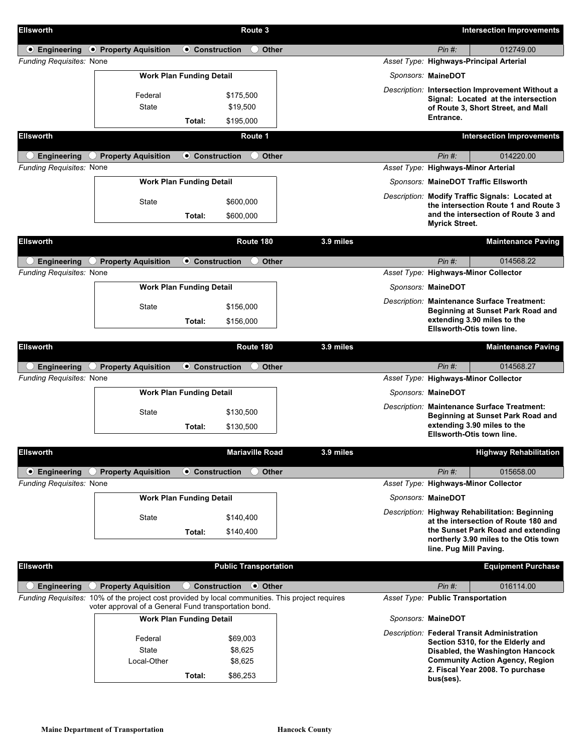## Ellsworth — Route 3 — Intersection Improvements

(●) Engineering (●) Property Aquisition (●) Construction ( ) Other

*Pin #:* 012749.00

*Funding Requisites:* None

*Asset Type:* **Highways-Principal Arterial**

*Sponsors:* **MaineDOT**

*Description:* **Intersection Improvement Without a Signal: Located at the intersection of Route 3, Short Street, and Mall Entrance.**

| Work Plan Funding Detail | |
|---|---|
| Federal | $175,500 |
| State | $19,500 |
| **Total:** | $195,000 |

## Ellsworth — Route 1 — Intersection Improvements

( ) Engineering ( ) Property Aquisition (●) Construction ( ) Other

*Pin #:* 014220.00

*Funding Requisites:* None

*Asset Type:* **Highways-Minor Arterial**

*Sponsors:* **MaineDOT Traffic Ellsworth**

*Description:* **Modify Traffic Signals: Located at the intersection Route 1 and Route 3 and the intersection of Route 3 and Myrick Street.**

| Work Plan Funding Detail | |
|---|---|
| State | $600,000 |
| **Total:** | $600,000 |

## Ellsworth — Route 180 — 3.9 miles — Maintenance Paving

( ) Engineering ( ) Property Aquisition (●) Construction ( ) Other

*Pin #:* 014568.22

*Funding Requisites:* None

*Asset Type:* **Highways-Minor Collector**

*Sponsors:* **MaineDOT**

*Description:* **Maintenance Surface Treatment: Beginning at Sunset Park Road and extending 3.90 miles to the Ellsworth-Otis town line.**

| Work Plan Funding Detail | |
|---|---|
| State | $156,000 |
| **Total:** | $156,000 |

## Ellsworth — Route 180 — 3.9 miles — Maintenance Paving

( ) Engineering ( ) Property Aquisition (●) Construction ( ) Other

*Pin #:* 014568.27

*Funding Requisites:* None

*Asset Type:* **Highways-Minor Collector**

*Sponsors:* **MaineDOT**

*Description:* **Maintenance Surface Treatment: Beginning at Sunset Park Road and extending 3.90 miles to the Ellsworth-Otis town line.**

| Work Plan Funding Detail | |
|---|---|
| State | $130,500 |
| **Total:** | $130,500 |

## Ellsworth — Mariaville Road — 3.9 miles — Highway Rehabilitation

(●) Engineering ( ) Property Aquisition (●) Construction ( ) Other

*Pin #:* 015658.00

*Funding Requisites:* None

*Asset Type:* **Highways-Minor Collector**

*Sponsors:* **MaineDOT**

*Description:* **Highway Rehabilitation: Beginning at the intersection of Route 180 and the Sunset Park Road and extending northerly 3.90 miles to the Otis town line. Pug Mill Paving.**

| Work Plan Funding Detail | |
|---|---|
| State | $140,400 |
| **Total:** | $140,400 |

## Ellsworth — Public Transportation — Equipment Purchase

( ) Engineering ( ) Property Aquisition ( ) Construction (●) Other

*Pin #:* 016114.00

*Funding Requisites:* 10% of the project cost provided by local communities. This project requires voter approval of a General Fund transportation bond.

*Asset Type:* **Public Transportation**

*Sponsors:* **MaineDOT**

*Description:* **Federal Transit Administration Section 5310, for the Elderly and Disabled, the Washington Hancock Community Action Agency, Region 2. Fiscal Year 2008. To purchase bus(ses).**

| Work Plan Funding Detail | |
|---|---|
| Federal | $69,003 |
| State | $8,625 |
| Local-Other | $8,625 |
| **Total:** | $86,253 |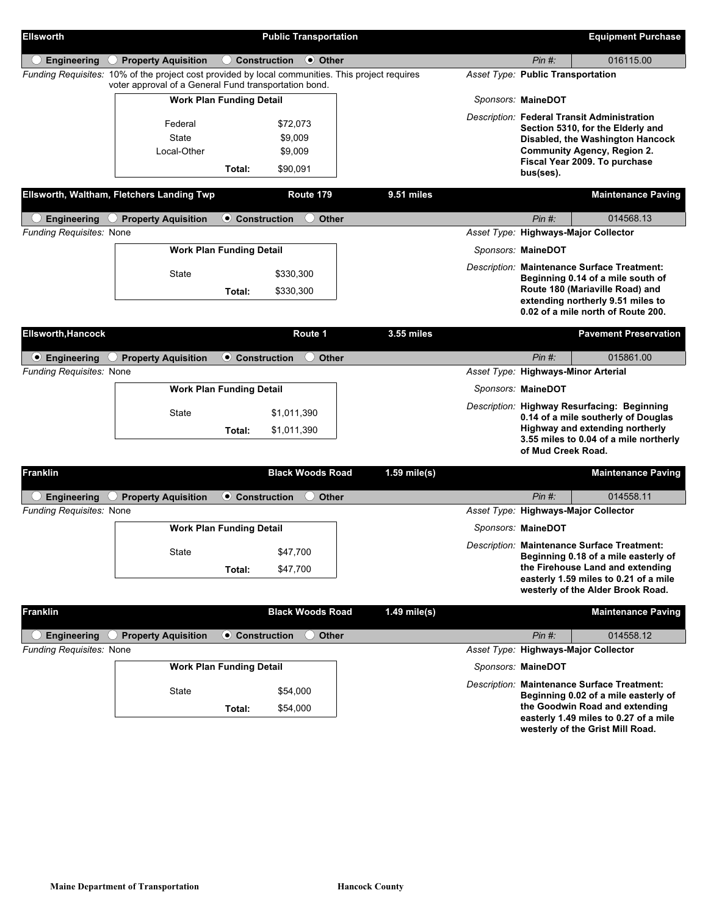## Ellsworth — Public Transportation — Equipment Purchase

○ Engineering ○ Property Aquisition ○ Construction ◉ Other

*Pin #:* 016115.00

*Funding Requisites:* 10% of the project cost provided by local communities. This project requires voter approval of a General Fund transportation bond.

*Asset Type:* **Public Transportation**

*Sponsors:* **MaineDOT**

*Description:* **Federal Transit Administration Section 5310, for the Elderly and Disabled, the Washington Hancock Community Agency, Region 2. Fiscal Year 2009. To purchase bus(ses).**

| Work Plan Funding Detail | |
|---|---|
| Federal | $72,073 |
| State | $9,009 |
| Local-Other | $9,009 |
| **Total:** | $90,091 |

## Ellsworth, Waltham, Fletchers Landing Twp — Route 179 — 9.51 miles — Maintenance Paving

○ Engineering ○ Property Aquisition ◉ Construction ○ Other

*Pin #:* 014568.13

*Funding Requisites:* None

*Asset Type:* **Highways-Major Collector**

*Sponsors:* **MaineDOT**

*Description:* **Maintenance Surface Treatment: Beginning 0.14 of a mile south of Route 180 (Mariaville Road) and extending northerly 9.51 miles to 0.02 of a mile north of Route 200.**

| Work Plan Funding Detail | |
|---|---|
| State | $330,300 |
| **Total:** | $330,300 |

## Ellsworth,Hancock — Route 1 — 3.55 miles — Pavement Preservation

◉ Engineering ○ Property Aquisition ◉ Construction ○ Other

*Pin #:* 015861.00

*Funding Requisites:* None

*Asset Type:* **Highways-Minor Arterial**

*Sponsors:* **MaineDOT**

*Description:* **Highway Resurfacing: Beginning 0.14 of a mile southerly of Douglas Highway and extending northerly 3.55 miles to 0.04 of a mile northerly of Mud Creek Road.**

| Work Plan Funding Detail | |
|---|---|
| State | $1,011,390 |
| **Total:** | $1,011,390 |

## Franklin — Black Woods Road — 1.59 mile(s) — Maintenance Paving

○ Engineering ○ Property Aquisition ◉ Construction ○ Other

*Pin #:* 014558.11

*Funding Requisites:* None

*Asset Type:* **Highways-Major Collector**

*Sponsors:* **MaineDOT**

*Description:* **Maintenance Surface Treatment: Beginning 0.18 of a mile easterly of the Firehouse Land and extending easterly 1.59 miles to 0.21 of a mile westerly of the Alder Brook Road.**

| Work Plan Funding Detail | |
|---|---|
| State | $47,700 |
| **Total:** | $47,700 |

## Franklin — Black Woods Road — 1.49 mile(s) — Maintenance Paving

○ Engineering ○ Property Aquisition ◉ Construction ○ Other

*Pin #:* 014558.12

*Funding Requisites:* None

*Asset Type:* **Highways-Major Collector**

*Sponsors:* **MaineDOT**

*Description:* **Maintenance Surface Treatment: Beginning 0.02 of a mile easterly of the Goodwin Road and extending easterly 1.49 miles to 0.27 of a mile westerly of the Grist Mill Road.**

| Work Plan Funding Detail | |
|---|---|
| State | $54,000 |
| **Total:** | $54,000 |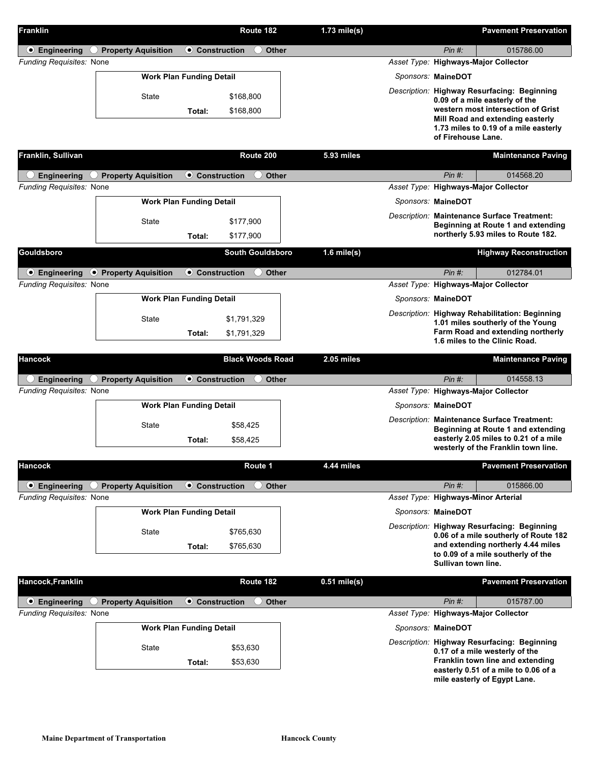## Franklin | Route 182 | 1.73 mile(s) | Pavement Preservation

(•) Engineering ( ) Property Aquisition (•) Construction ( ) Other

*Pin #:* 015786.00

*Funding Requisites:* None

*Asset Type:* **Highways-Major Collector**

*Sponsors:* **MaineDOT**

| Work Plan Funding Detail | |
|---|---|
| State | $168,800 |
| **Total:** | $168,800 |

*Description:* **Highway Resurfacing: Beginning 0.09 of a mile easterly of the western most intersection of Grist Mill Road and extending easterly 1.73 miles to 0.19 of a mile easterly of Firehouse Lane.**

## Franklin, Sullivan | Route 200 | 5.93 miles | Maintenance Paving

( ) Engineering ( ) Property Aquisition (•) Construction ( ) Other

*Pin #:* 014568.20

*Funding Requisites:* None

*Asset Type:* **Highways-Major Collector**

*Sponsors:* **MaineDOT**

| Work Plan Funding Detail | |
|---|---|
| State | $177,900 |
| **Total:** | $177,900 |

*Description:* **Maintenance Surface Treatment: Beginning at Route 1 and extending northerly 5.93 miles to Route 182.**

## Gouldsboro | South Gouldsboro | 1.6 mile(s) | Highway Reconstruction

(•) Engineering (•) Property Aquisition (•) Construction ( ) Other

*Pin #:* 012784.01

*Funding Requisites:* None

*Asset Type:* **Highways-Major Collector**

*Sponsors:* **MaineDOT**

| Work Plan Funding Detail | |
|---|---|
| State | $1,791,329 |
| **Total:** | $1,791,329 |

*Description:* **Highway Rehabilitation: Beginning 1.01 miles southerly of the Young Farm Road and extending northerly 1.6 miles to the Clinic Road.**

## Hancock | Black Woods Road | 2.05 miles | Maintenance Paving

( ) Engineering ( ) Property Aquisition (•) Construction ( ) Other

*Pin #:* 014558.13

*Funding Requisites:* None

*Asset Type:* **Highways-Major Collector**

*Sponsors:* **MaineDOT**

| Work Plan Funding Detail | |
|---|---|
| State | $58,425 |
| **Total:** | $58,425 |

*Description:* **Maintenance Surface Treatment: Beginning at Route 1 and extending easterly 2.05 miles to 0.21 of a mile westerly of the Franklin town line.**

## Hancock | Route 1 | 4.44 miles | Pavement Preservation

(•) Engineering ( ) Property Aquisition (•) Construction ( ) Other

*Pin #:* 015866.00

*Funding Requisites:* None

*Asset Type:* **Highways-Minor Arterial**

*Sponsors:* **MaineDOT**

| Work Plan Funding Detail | |
|---|---|
| State | $765,630 |
| **Total:** | $765,630 |

*Description:* **Highway Resurfacing: Beginning 0.06 of a mile southerly of Route 182 and extending northerly 4.44 miles to 0.09 of a mile southerly of the Sullivan town line.**

## Hancock,Franklin | Route 182 | 0.51 mile(s) | Pavement Preservation

(•) Engineering ( ) Property Aquisition (•) Construction ( ) Other

*Pin #:* 015787.00

*Funding Requisites:* None

*Asset Type:* **Highways-Major Collector**

*Sponsors:* **MaineDOT**

| Work Plan Funding Detail | |
|---|---|
| State | $53,630 |
| **Total:** | $53,630 |

*Description:* **Highway Resurfacing: Beginning 0.17 of a mile westerly of the Franklin town line and extending easterly 0.51 of a mile to 0.06 of a mile easterly of Egypt Lane.**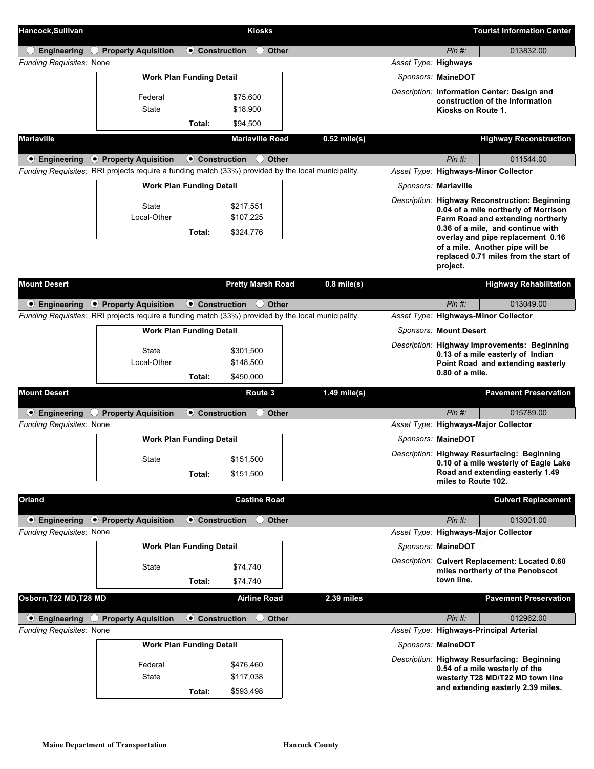## Hancock,Sullivan — Kiosks — Tourist Information Center

◯ Engineering ◯ Property Aquisition ◉ Construction ◯ Other

*Pin #:* 013832.00

*Funding Requisites:* None

*Asset Type:* **Highways**

*Sponsors:* **MaineDOT**

*Description:* **Information Center: Design and construction of the Information Kiosks on Route 1.**

| Work Plan Funding Detail | |
|---|---|
| Federal | $75,600 |
| State | $18,900 |
| **Total:** | $94,500 |

## Mariaville — Mariaville Road — 0.52 mile(s) — Highway Reconstruction

◉ Engineering ◉ Property Aquisition ◉ Construction ◯ Other

*Pin #:* 011544.00

*Funding Requisites:* RRI projects require a funding match (33%) provided by the local municipality.

*Asset Type:* **Highways-Minor Collector**

*Sponsors:* **Mariaville**

*Description:* **Highway Reconstruction: Beginning 0.04 of a mile northerly of Morrison Farm Road and extending northerly 0.36 of a mile, and continue with overlay and pipe replacement 0.16 of a mile. Another pipe will be replaced 0.71 miles from the start of project.**

| Work Plan Funding Detail | |
|---|---|
| State | $217,551 |
| Local-Other | $107,225 |
| **Total:** | $324,776 |

## Mount Desert — Pretty Marsh Road — 0.8 mile(s) — Highway Rehabilitation

◉ Engineering ◉ Property Aquisition ◉ Construction ◯ Other

*Pin #:* 013049.00

*Funding Requisites:* RRI projects require a funding match (33%) provided by the local municipality.

*Asset Type:* **Highways-Minor Collector**

*Sponsors:* **Mount Desert**

*Description:* **Highway Improvements: Beginning 0.13 of a mile easterly of Indian Point Road and extending easterly 0.80 of a mile.**

| Work Plan Funding Detail | |
|---|---|
| State | $301,500 |
| Local-Other | $148,500 |
| **Total:** | $450,000 |

## Mount Desert — Route 3 — 1.49 mile(s) — Pavement Preservation

◉ Engineering ◯ Property Aquisition ◉ Construction ◯ Other

*Pin #:* 015789.00

*Funding Requisites:* None

*Asset Type:* **Highways-Major Collector**

*Sponsors:* **MaineDOT**

*Description:* **Highway Resurfacing: Beginning 0.10 of a mile westerly of Eagle Lake Road and extending easterly 1.49 miles to Route 102.**

| Work Plan Funding Detail | |
|---|---|
| State | $151,500 |
| **Total:** | $151,500 |

## Orland — Castine Road — Culvert Replacement

◉ Engineering ◉ Property Aquisition ◉ Construction ◯ Other

*Pin #:* 013001.00

*Funding Requisites:* None

*Asset Type:* **Highways-Major Collector**

*Sponsors:* **MaineDOT**

*Description:* **Culvert Replacement: Located 0.60 miles northerly of the Penobscot town line.**

| Work Plan Funding Detail | |
|---|---|
| State | $74,740 |
| **Total:** | $74,740 |

## Osborn,T22 MD,T28 MD — Airline Road — 2.39 miles — Pavement Preservation

◉ Engineering ◯ Property Aquisition ◉ Construction ◯ Other

*Pin #:* 012962.00

*Funding Requisites:* None

*Asset Type:* **Highways-Principal Arterial**

*Sponsors:* **MaineDOT**

*Description:* **Highway Resurfacing: Beginning 0.54 of a mile westerly of the westerly T28 MD/T22 MD town line and extending easterly 2.39 miles.**

| Work Plan Funding Detail | |
|---|---|
| Federal | $476,460 |
| State | $117,038 |
| **Total:** | $593,498 |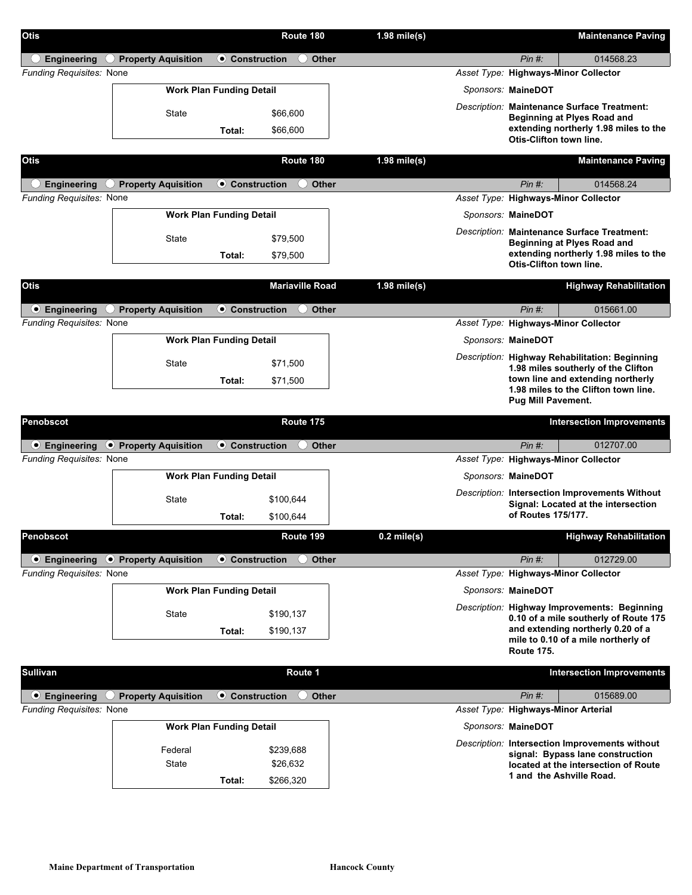**Otis** | **Route 180** | **1.98 mile(s)** | **Maintenance Paving**

○ Engineering ○ Property Aquisition ● Construction ○ Other

*Pin #:* 014568.23

*Funding Requisites:* None

*Asset Type:* **Highways-Minor Collector**

*Sponsors:* **MaineDOT**

*Description:* **Maintenance Surface Treatment: Beginning at Plyes Road and extending northerly 1.98 miles to the Otis-Clifton town line.**

| Work Plan Funding Detail | |
|---|---|
| State | $66,600 |
| **Total:** | $66,600 |

---

**Otis** | **Route 180** | **1.98 mile(s)** | **Maintenance Paving**

○ Engineering ○ Property Aquisition ● Construction ○ Other

*Pin #:* 014568.24

*Funding Requisites:* None

*Asset Type:* **Highways-Minor Collector**

*Sponsors:* **MaineDOT**

*Description:* **Maintenance Surface Treatment: Beginning at Plyes Road and extending northerly 1.98 miles to the Otis-Clifton town line.**

| Work Plan Funding Detail | |
|---|---|
| State | $79,500 |
| **Total:** | $79,500 |

---

**Otis** | **Mariaville Road** | **1.98 mile(s)** | **Highway Rehabilitation**

● Engineering ○ Property Aquisition ● Construction ○ Other

*Pin #:* 015661.00

*Funding Requisites:* None

*Asset Type:* **Highways-Minor Collector**

*Sponsors:* **MaineDOT**

*Description:* **Highway Rehabilitation: Beginning 1.98 miles southerly of the Clifton town line and extending northerly 1.98 miles to the Clifton town line. Pug Mill Pavement.**

| Work Plan Funding Detail | |
|---|---|
| State | $71,500 |
| **Total:** | $71,500 |

---

**Penobscot** | **Route 175** | **Intersection Improvements**

● Engineering ● Property Aquisition ● Construction ○ Other

*Pin #:* 012707.00

*Funding Requisites:* None

*Asset Type:* **Highways-Minor Collector**

*Sponsors:* **MaineDOT**

*Description:* **Intersection Improvements Without Signal: Located at the intersection of Routes 175/177.**

| Work Plan Funding Detail | |
|---|---|
| State | $100,644 |
| **Total:** | $100,644 |

---

**Penobscot** | **Route 199** | **0.2 mile(s)** | **Highway Rehabilitation**

● Engineering ● Property Aquisition ● Construction ○ Other

*Pin #:* 012729.00

*Funding Requisites:* None

*Asset Type:* **Highways-Minor Collector**

*Sponsors:* **MaineDOT**

*Description:* **Highway Improvements: Beginning 0.10 of a mile southerly of Route 175 and extending northerly 0.20 of a mile to 0.10 of a mile northerly of Route 175.**

| Work Plan Funding Detail | |
|---|---|
| State | $190,137 |
| **Total:** | $190,137 |

---

**Sullivan** | **Route 1** | **Intersection Improvements**

● Engineering ○ Property Aquisition ● Construction ○ Other

*Pin #:* 015689.00

*Funding Requisites:* None

*Asset Type:* **Highways-Minor Arterial**

*Sponsors:* **MaineDOT**

*Description:* **Intersection Improvements without signal: Bypass lane construction located at the intersection of Route 1 and the Ashville Road.**

| Work Plan Funding Detail | |
|---|---|
| Federal | $239,688 |
| State | $26,632 |
| **Total:** | $266,320 |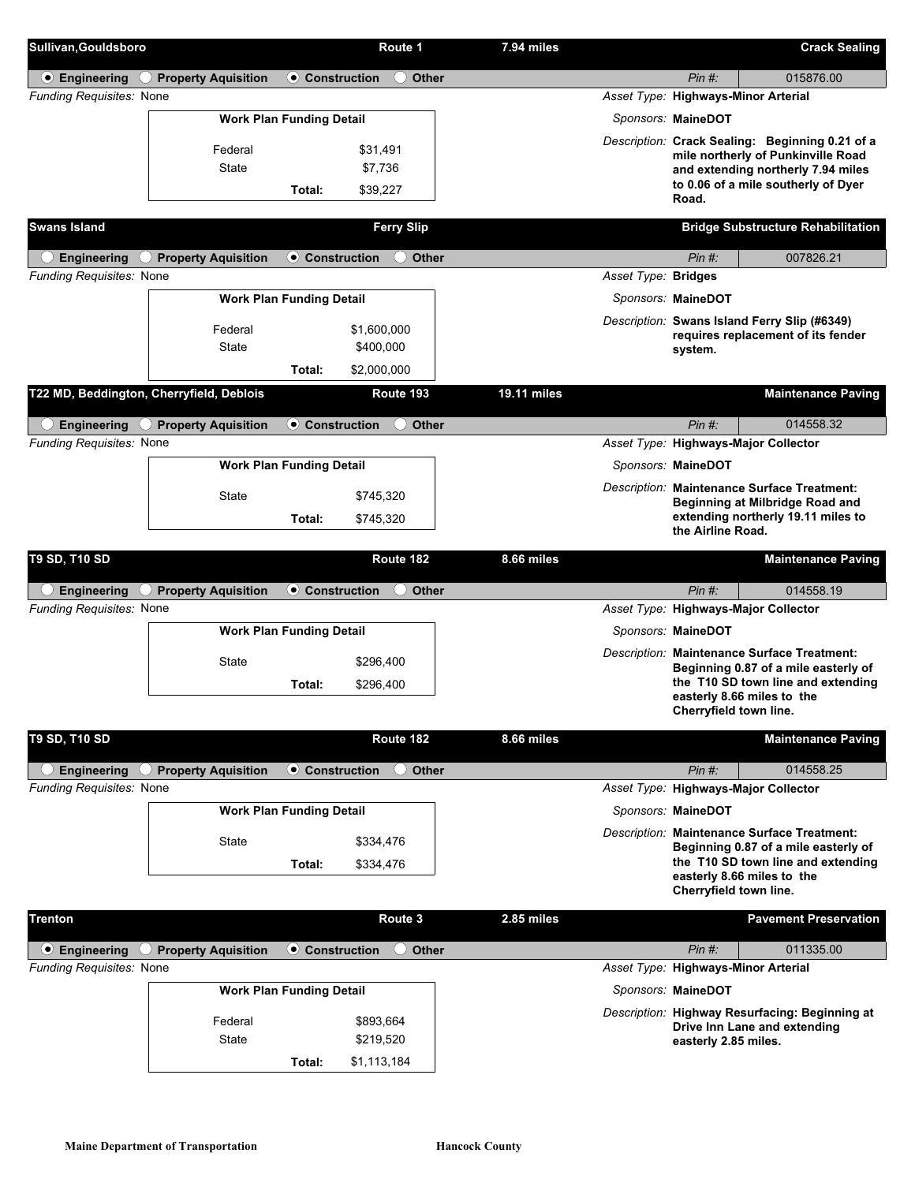## Sullivan,Gouldsboro — Route 1 — 7.94 miles — Crack Sealing

◉ Engineering ○ Property Aquisition ◉ Construction ○ Other

*Pin #:* 015876.00

*Funding Requisites:* None

*Asset Type:* **Highways-Minor Arterial**

*Sponsors:* **MaineDOT**

*Description:* **Crack Sealing: Beginning 0.21 of a mile northerly of Punkinville Road and extending northerly 7.94 miles to 0.06 of a mile southerly of Dyer Road.**

| Work Plan Funding Detail | |
|---|---|
| Federal | $31,491 |
| State | $7,736 |
| **Total:** | $39,227 |

## Swans Island — Ferry Slip — Bridge Substructure Rehabilitation

○ Engineering ○ Property Aquisition ◉ Construction ○ Other

*Pin #:* 007826.21

*Funding Requisites:* None

*Asset Type:* **Bridges**

*Sponsors:* **MaineDOT**

*Description:* **Swans Island Ferry Slip (#6349) requires replacement of its fender system.**

| Work Plan Funding Detail | |
|---|---|
| Federal | $1,600,000 |
| State | $400,000 |
| **Total:** | $2,000,000 |

## T22 MD, Beddington, Cherryfield, Deblois — Route 193 — 19.11 miles — Maintenance Paving

○ Engineering ○ Property Aquisition ◉ Construction ○ Other

*Pin #:* 014558.32

*Funding Requisites:* None

*Asset Type:* **Highways-Major Collector**

*Sponsors:* **MaineDOT**

*Description:* **Maintenance Surface Treatment: Beginning at Milbridge Road and extending northerly 19.11 miles to the Airline Road.**

| Work Plan Funding Detail | |
|---|---|
| State | $745,320 |
| **Total:** | $745,320 |

## T9 SD, T10 SD — Route 182 — 8.66 miles — Maintenance Paving

○ Engineering ○ Property Aquisition ◉ Construction ○ Other

*Pin #:* 014558.19

*Funding Requisites:* None

*Asset Type:* **Highways-Major Collector**

*Sponsors:* **MaineDOT**

*Description:* **Maintenance Surface Treatment: Beginning 0.87 of a mile easterly of the T10 SD town line and extending easterly 8.66 miles to the Cherryfield town line.**

| Work Plan Funding Detail | |
|---|---|
| State | $296,400 |
| **Total:** | $296,400 |

## T9 SD, T10 SD — Route 182 — 8.66 miles — Maintenance Paving

○ Engineering ○ Property Aquisition ◉ Construction ○ Other

*Pin #:* 014558.25

*Funding Requisites:* None

*Asset Type:* **Highways-Major Collector**

*Sponsors:* **MaineDOT**

*Description:* **Maintenance Surface Treatment: Beginning 0.87 of a mile easterly of the T10 SD town line and extending easterly 8.66 miles to the Cherryfield town line.**

| Work Plan Funding Detail | |
|---|---|
| State | $334,476 |
| **Total:** | $334,476 |

## Trenton — Route 3 — 2.85 miles — Pavement Preservation

◉ Engineering ○ Property Aquisition ◉ Construction ○ Other

*Pin #:* 011335.00

*Funding Requisites:* None

*Asset Type:* **Highways-Minor Arterial**

*Sponsors:* **MaineDOT**

*Description:* **Highway Resurfacing: Beginning at Drive Inn Lane and extending easterly 2.85 miles.**

| Work Plan Funding Detail | |
|---|---|
| Federal | $893,664 |
| State | $219,520 |
| **Total:** | $1,113,184 |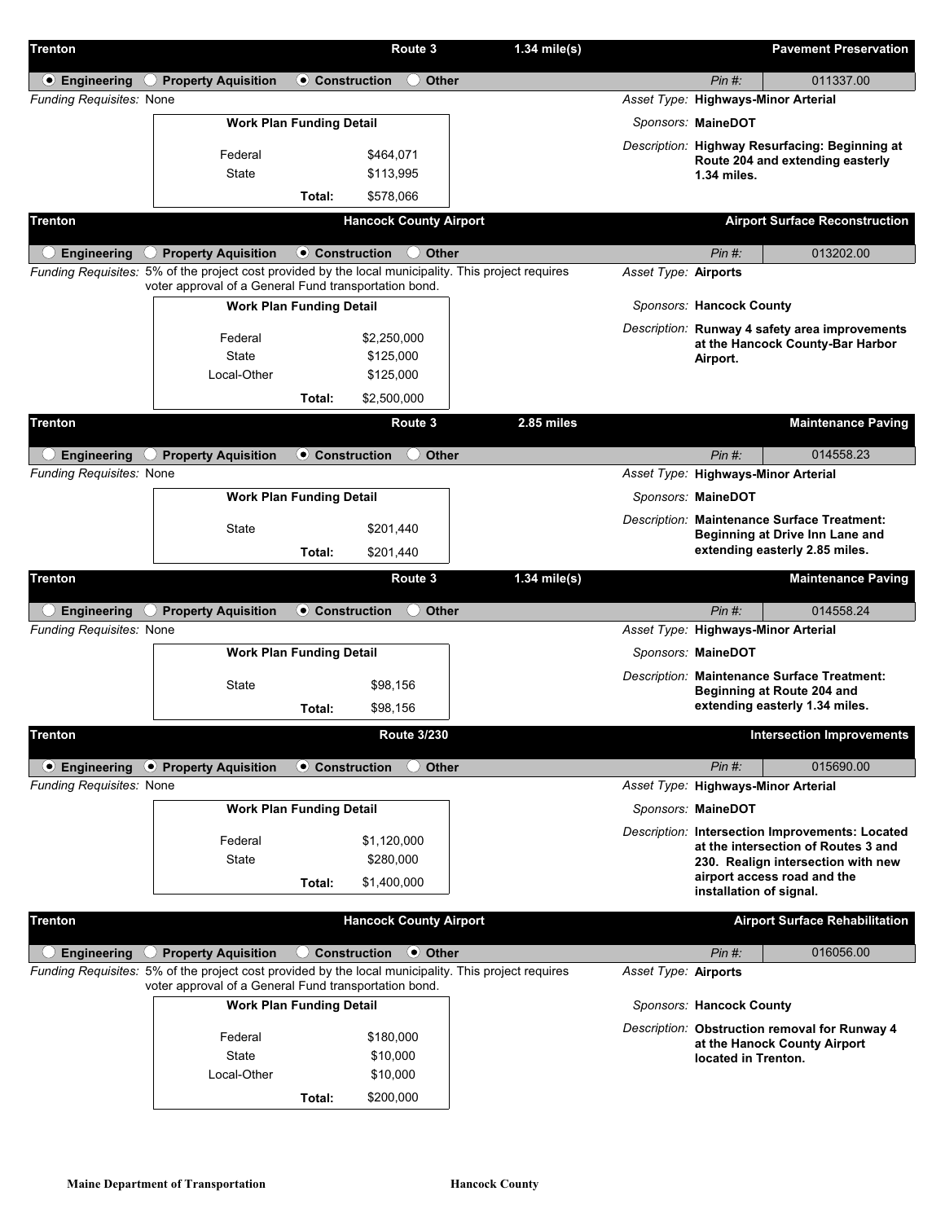**Trenton** | **Route 3** | **1.34 mile(s)** | **Pavement Preservation**

(●) **Engineering** ( ) **Property Aquisition** (●) **Construction** ( ) **Other**

*Pin #:* 011337.00

*Funding Requisites:* None

*Asset Type:* **Highways-Minor Arterial**

*Sponsors:* **MaineDOT**

*Description:* **Highway Resurfacing: Beginning at Route 204 and extending easterly 1.34 miles.**

| Work Plan Funding Detail | |
|---|---|
| Federal | $464,071 |
| State | $113,995 |
| **Total:** | $578,066 |

---

**Trenton** | **Hancock County Airport** | **Airport Surface Reconstruction**

( ) **Engineering** ( ) **Property Aquisition** (●) **Construction** ( ) **Other**

*Pin #:* 013202.00

*Funding Requisites:* 5% of the project cost provided by the local municipality. This project requires voter approval of a General Fund transportation bond.

*Asset Type:* **Airports**

*Sponsors:* **Hancock County**

*Description:* **Runway 4 safety area improvements at the Hancock County-Bar Harbor Airport.**

| Work Plan Funding Detail | |
|---|---|
| Federal | $2,250,000 |
| State | $125,000 |
| Local-Other | $125,000 |
| **Total:** | $2,500,000 |

---

**Trenton** | **Route 3** | **2.85 miles** | **Maintenance Paving**

( ) **Engineering** ( ) **Property Aquisition** (●) **Construction** ( ) **Other**

*Pin #:* 014558.23

*Funding Requisites:* None

*Asset Type:* **Highways-Minor Arterial**

*Sponsors:* **MaineDOT**

*Description:* **Maintenance Surface Treatment: Beginning at Drive Inn Lane and extending easterly 2.85 miles.**

| Work Plan Funding Detail | |
|---|---|
| State | $201,440 |
| **Total:** | $201,440 |

---

**Trenton** | **Route 3** | **1.34 mile(s)** | **Maintenance Paving**

( ) **Engineering** ( ) **Property Aquisition** (●) **Construction** ( ) **Other**

*Pin #:* 014558.24

*Funding Requisites:* None

*Asset Type:* **Highways-Minor Arterial**

*Sponsors:* **MaineDOT**

*Description:* **Maintenance Surface Treatment: Beginning at Route 204 and extending easterly 1.34 miles.**

| Work Plan Funding Detail | |
|---|---|
| State | $98,156 |
| **Total:** | $98,156 |

---

**Trenton** | **Route 3/230** | **Intersection Improvements**

(●) **Engineering** (●) **Property Aquisition** (●) **Construction** ( ) **Other**

*Pin #:* 015690.00

*Funding Requisites:* None

*Asset Type:* **Highways-Minor Arterial**

*Sponsors:* **MaineDOT**

*Description:* **Intersection Improvements: Located at the intersection of Routes 3 and 230. Realign intersection with new airport access road and the installation of signal.**

| Work Plan Funding Detail | |
|---|---|
| Federal | $1,120,000 |
| State | $280,000 |
| **Total:** | $1,400,000 |

---

**Trenton** | **Hancock County Airport** | **Airport Surface Rehabilitation**

( ) **Engineering** ( ) **Property Aquisition** ( ) **Construction** (●) **Other**

*Pin #:* 016056.00

*Funding Requisites:* 5% of the project cost provided by the local municipality. This project requires voter approval of a General Fund transportation bond.

*Asset Type:* **Airports**

*Sponsors:* **Hancock County**

*Description:* **Obstruction removal for Runway 4 at the Hanock County Airport located in Trenton.**

| Work Plan Funding Detail | |
|---|---|
| Federal | $180,000 |
| State | $10,000 |
| Local-Other | $10,000 |
| **Total:** | $200,000 |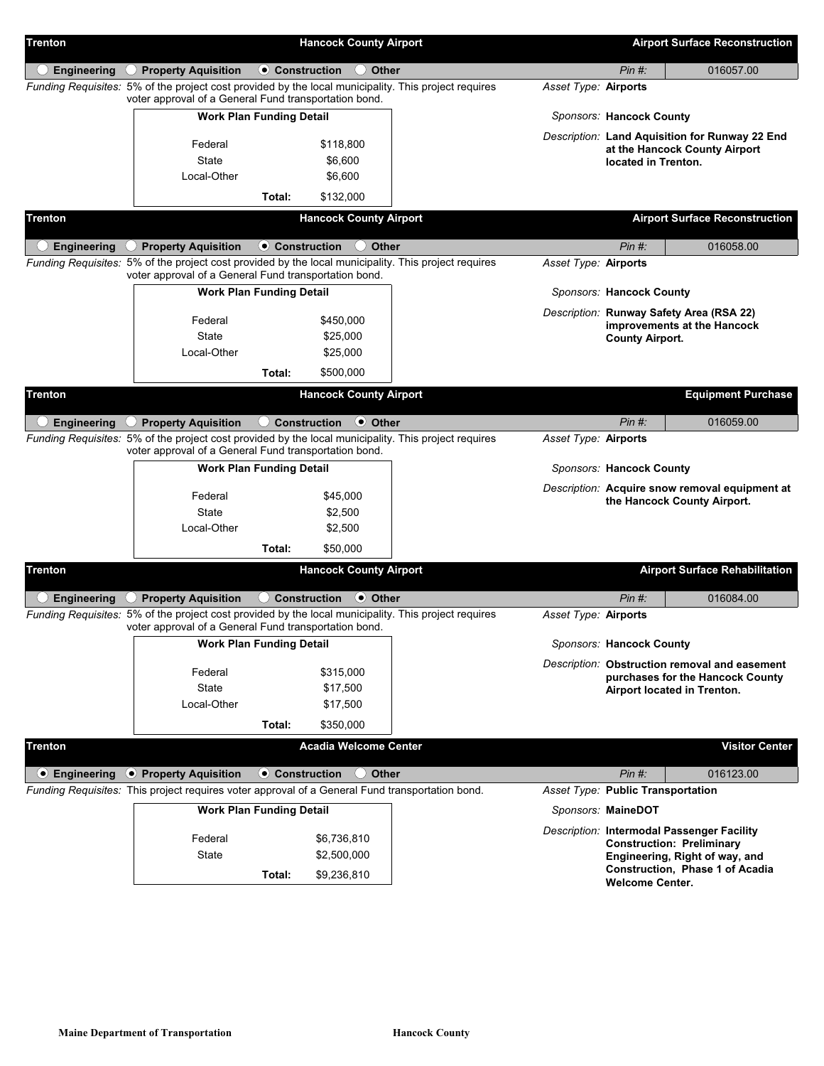**Trenton** | **Hancock County Airport** | **Airport Surface Reconstruction**

○ Engineering ○ Property Aquisition ● Construction ○ Other

*Pin #:* 016057.00

*Funding Requisites:* 5% of the project cost provided by the local municipality. This project requires voter approval of a General Fund transportation bond.

*Asset Type:* **Airports**

*Sponsors:* **Hancock County**

*Description:* **Land Aquisition for Runway 22 End at the Hancock County Airport located in Trenton.**

| Work Plan Funding Detail | |
|---|---|
| Federal | $118,800 |
| State | $6,600 |
| Local-Other | $6,600 |
| **Total:** | $132,000 |

---

**Trenton** | **Hancock County Airport** | **Airport Surface Reconstruction**

○ Engineering ○ Property Aquisition ● Construction ○ Other

*Pin #:* 016058.00

*Funding Requisites:* 5% of the project cost provided by the local municipality. This project requires voter approval of a General Fund transportation bond.

*Asset Type:* **Airports**

*Sponsors:* **Hancock County**

*Description:* **Runway Safety Area (RSA 22) improvements at the Hancock County Airport.**

| Work Plan Funding Detail | |
|---|---|
| Federal | $450,000 |
| State | $25,000 |
| Local-Other | $25,000 |
| **Total:** | $500,000 |

---

**Trenton** | **Hancock County Airport** | **Equipment Purchase**

○ Engineering ○ Property Aquisition ○ Construction ● Other

*Pin #:* 016059.00

*Funding Requisites:* 5% of the project cost provided by the local municipality. This project requires voter approval of a General Fund transportation bond.

*Asset Type:* **Airports**

*Sponsors:* **Hancock County**

*Description:* **Acquire snow removal equipment at the Hancock County Airport.**

| Work Plan Funding Detail | |
|---|---|
| Federal | $45,000 |
| State | $2,500 |
| Local-Other | $2,500 |
| **Total:** | $50,000 |

---

**Trenton** | **Hancock County Airport** | **Airport Surface Rehabilitation**

○ Engineering ○ Property Aquisition ○ Construction ● Other

*Pin #:* 016084.00

*Funding Requisites:* 5% of the project cost provided by the local municipality. This project requires voter approval of a General Fund transportation bond.

*Asset Type:* **Airports**

*Sponsors:* **Hancock County**

*Description:* **Obstruction removal and easement purchases for the Hancock County Airport located in Trenton.**

| Work Plan Funding Detail | |
|---|---|
| Federal | $315,000 |
| State | $17,500 |
| Local-Other | $17,500 |
| **Total:** | $350,000 |

---

**Trenton** | **Acadia Welcome Center** | **Visitor Center**

● Engineering ● Property Aquisition ● Construction ○ Other

*Pin #:* 016123.00

*Funding Requisites:* This project requires voter approval of a General Fund transportation bond.

*Asset Type:* **Public Transportation**

*Sponsors:* **MaineDOT**

*Description:* **Intermodal Passenger Facility Construction: Preliminary Engineering, Right of way, and Construction, Phase 1 of Acadia Welcome Center.**

| Work Plan Funding Detail | |
|---|---|
| Federal | $6,736,810 |
| State | $2,500,000 |
| **Total:** | $9,236,810 |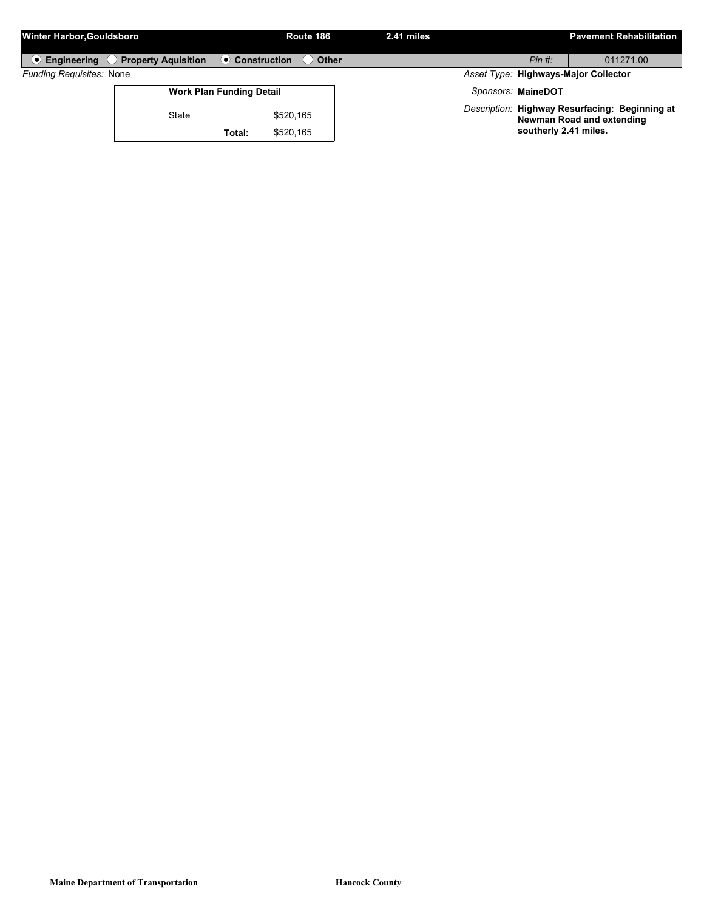**Winter Harbor,Gouldsboro** | **Route 186** | **2.41 miles** | **Pavement Rehabilitation**

◉ **Engineering** ○ **Property Aquisition** ◉ **Construction** ○ **Other**

*Pin #:* 011271.00

*Funding Requisites:* None

*Asset Type:* **Highways-Major Collector**

*Sponsors:* **MaineDOT**

*Description:* **Highway Resurfacing: Beginning at Newman Road and extending southerly 2.41 miles.**

| **Work Plan Funding Detail** | | |
|---|---|---|
| State | | $520,165 |
| | **Total:** | $520,165 |

**Maine Department of Transportation** **Hancock County**